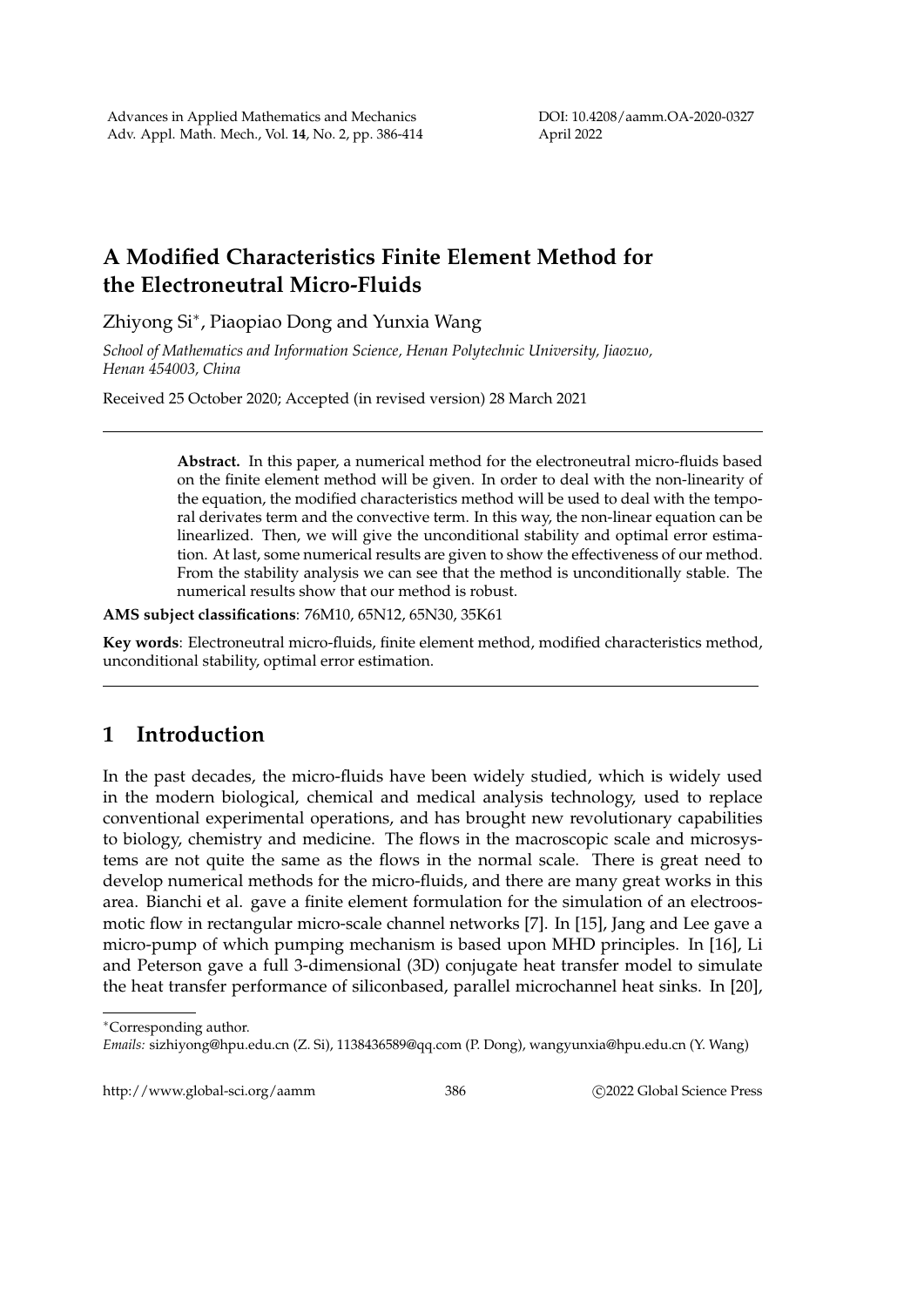# A Modified Characteristics Finite Element Method for the Electroneutral Micro-Fluids

Zhiyong Si*, Piaopiao Dong and Yunxia Wang

*School of Mathematics and Information Science, Henan Polytechnic University, Jiaozuo, Henan 454003, China*

Received 25 October 2020; Accepted (in revised version) 28 March 2021

---

> **Abstract.** In this paper, a numerical method for the electroneutral micro-fluids based on the finite element method will be given. In order to deal with the non-linearity of the equation, the modified characteristics method will be used to deal with the temporal derivates term and the convective term. In this way, the non-linear equation can be linearlized. Then, we will give the unconditional stability and optimal error estimation. At last, some numerical results are given to show the effectiveness of our method. From the stability analysis we can see that the method is unconditionally stable. The numerical results show that our method is robust.

**AMS subject classifications**: 76M10, 65N12, 65N30, 35K61

**Key words**: Electroneutral micro-fluids, finite element method, modified characteristics method, unconditional stability, optimal error estimation.

---

## 1 Introduction

In the past decades, the micro-fluids have been widely studied, which is widely used in the modern biological, chemical and medical analysis technology, used to replace conventional experimental operations, and has brought new revolutionary capabilities to biology, chemistry and medicine. The flows in the macroscopic scale and microsystems are not quite the same as the flows in the normal scale. There is great need to develop numerical methods for the micro-fluids, and there are many great works in this area. Bianchi et al. gave a finite element formulation for the simulation of an electroosmotic flow in rectangular micro-scale channel networks [7]. In [15], Jang and Lee gave a micro-pump of which pumping mechanism is based upon MHD principles. In [16], Li and Peterson gave a full 3-dimensional (3D) conjugate heat transfer model to simulate the heat transfer performance of siliconbased, parallel microchannel heat sinks. In [20],

---

*Corresponding author.

*Emails:* sizhiyong@hpu.edu.cn (Z. Si), 1138436589@qq.com (P. Dong), wangyunxia@hpu.edu.cn (Y. Wang)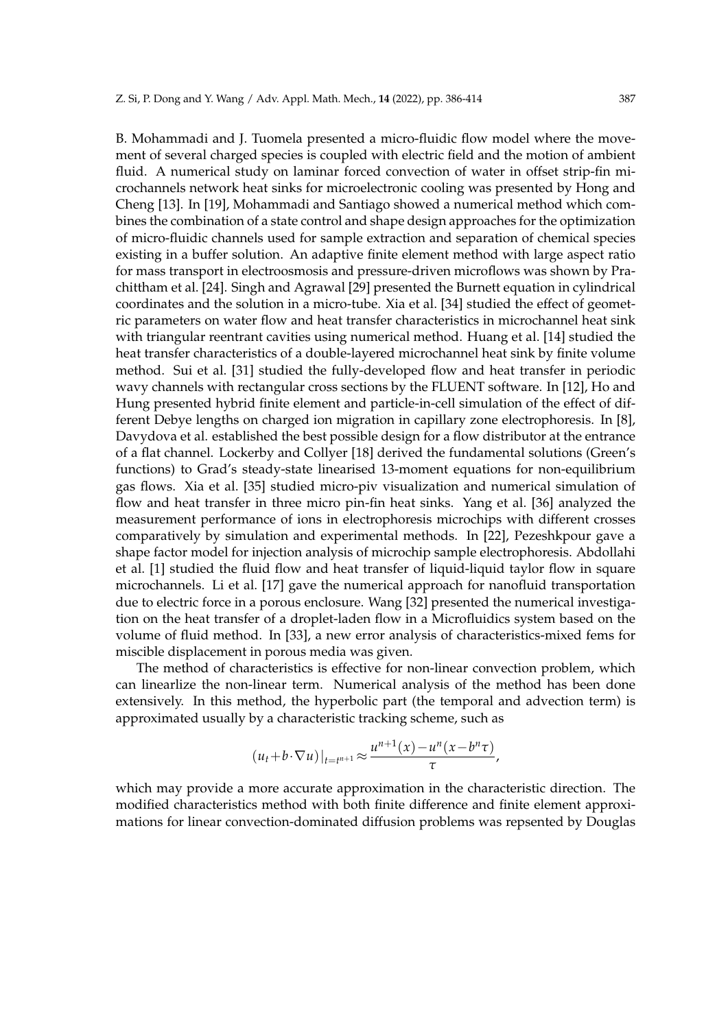B. Mohammadi and J. Tuomela presented a micro-fluidic flow model where the movement of several charged species is coupled with electric field and the motion of ambient fluid. A numerical study on laminar forced convection of water in offset strip-fin microchannels network heat sinks for microelectronic cooling was presented by Hong and Cheng [13]. In [19], Mohammadi and Santiago showed a numerical method which combines the combination of a state control and shape design approaches for the optimization of micro-fluidic channels used for sample extraction and separation of chemical species existing in a buffer solution. An adaptive finite element method with large aspect ratio for mass transport in electroosmosis and pressure-driven microflows was shown by Prachittham et al. [24]. Singh and Agrawal [29] presented the Burnett equation in cylindrical coordinates and the solution in a micro-tube. Xia et al. [34] studied the effect of geometric parameters on water flow and heat transfer characteristics in microchannel heat sink with triangular reentrant cavities using numerical method. Huang et al. [14] studied the heat transfer characteristics of a double-layered microchannel heat sink by finite volume method. Sui et al. [31] studied the fully-developed flow and heat transfer in periodic wavy channels with rectangular cross sections by the FLUENT software. In [12], Ho and Hung presented hybrid finite element and particle-in-cell simulation of the effect of different Debye lengths on charged ion migration in capillary zone electrophoresis. In [8], Davydova et al. established the best possible design for a flow distributor at the entrance of a flat channel. Lockerby and Collyer [18] derived the fundamental solutions (Green's functions) to Grad's steady-state linearised 13-moment equations for non-equilibrium gas flows. Xia et al. [35] studied micro-piv visualization and numerical simulation of flow and heat transfer in three micro pin-fin heat sinks. Yang et al. [36] analyzed the measurement performance of ions in electrophoresis microchips with different crosses comparatively by simulation and experimental methods. In [22], Pezeshkpour gave a shape factor model for injection analysis of microchip sample electrophoresis. Abdollahi et al. [1] studied the fluid flow and heat transfer of liquid-liquid taylor flow in square microchannels. Li et al. [17] gave the numerical approach for nanofluid transportation due to electric force in a porous enclosure. Wang [32] presented the numerical investigation on the heat transfer of a droplet-laden flow in a Microfluidics system based on the volume of fluid method. In [33], a new error analysis of characteristics-mixed fems for miscible displacement in porous media was given.

The method of characteristics is effective for non-linear convection problem, which can linearlize the non-linear term. Numerical analysis of the method has been done extensively. In this method, the hyperbolic part (the temporal and advection term) is approximated usually by a characteristic tracking scheme, such as

$$(u_t+b\cdot\nabla u)|_{t=t^{n+1}}\approx\frac{u^{n+1}(x)-u^n(x-b^n\tau)}{\tau},$$

which may provide a more accurate approximation in the characteristic direction. The modified characteristics method with both finite difference and finite element approximations for linear convection-dominated diffusion problems was repsented by Douglas